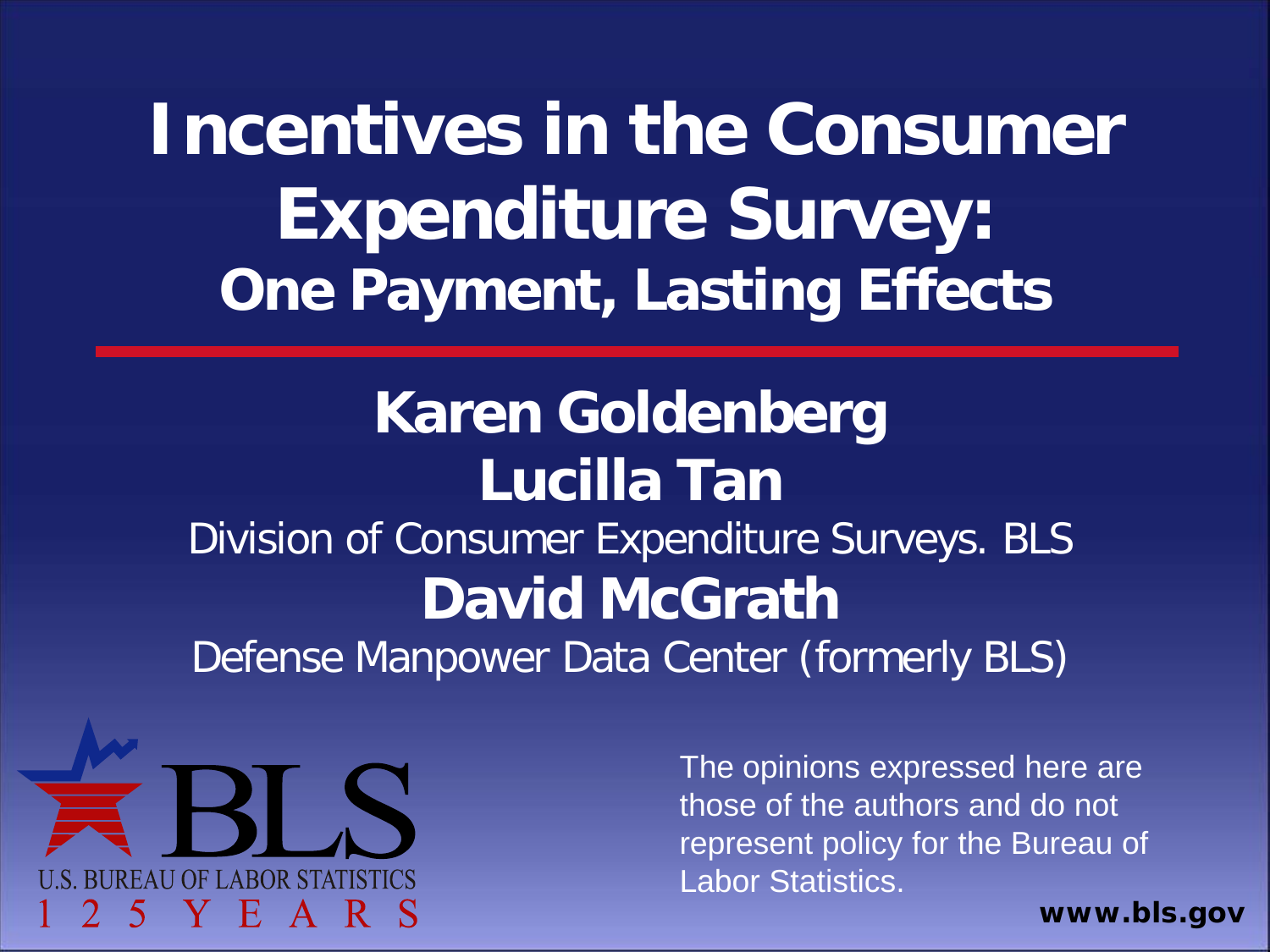# Incentives in the Consumer Expenditure Survey:

## One Payment, Lasting Effects

**Karen Goldenberg**

**Lucilla Tan**

Division of Consumer Expenditure Surveys. BLS

**David McGrath**

Defense Manpower Data Center (formerly BLS)

BLS

U.S. BUREAU OF LABOR STATISTICS

125 YEARS

The opinions expressed here are those of the authors and do not represent policy for the Bureau of Labor Statistics.

**www.bls.gov**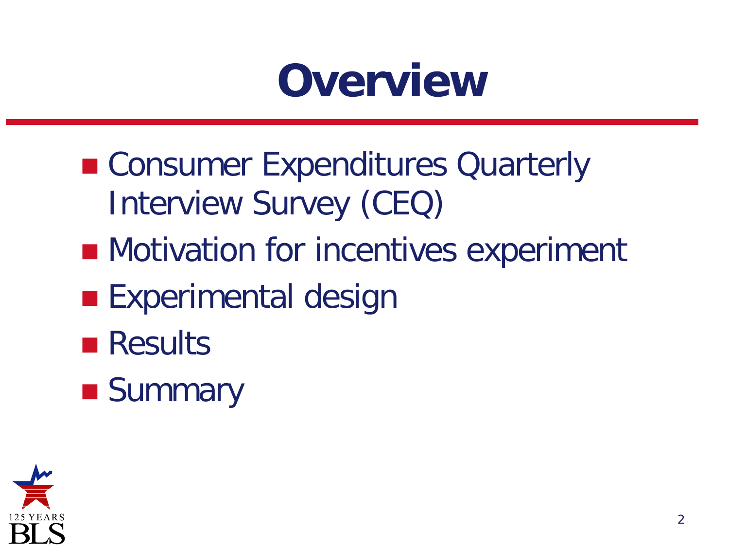# Overview

- Consumer Expenditures Quarterly Interview Survey (CEQ)
- Motivation for incentives experiment
- Experimental design
- Results
- Summary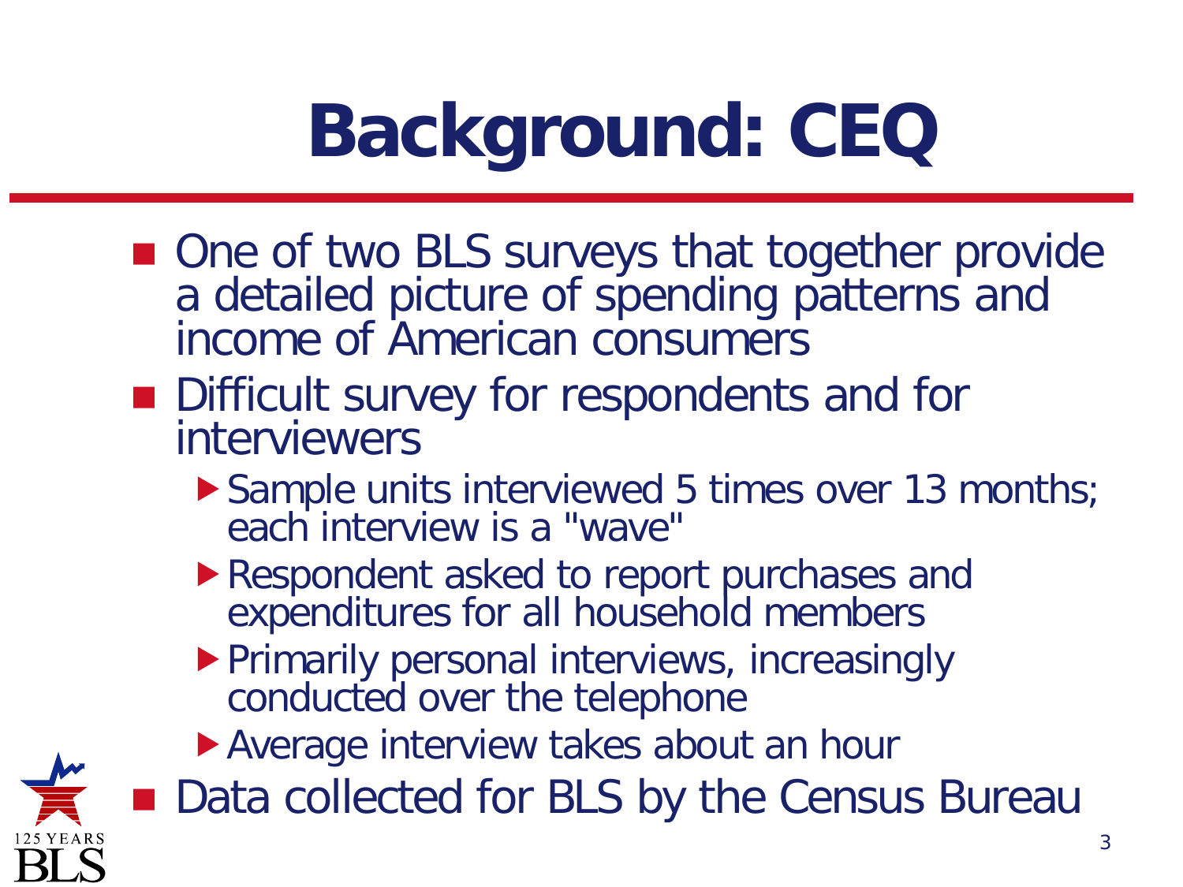# Background: CEQ

- One of two BLS surveys that together provide a detailed picture of spending patterns and income of American consumers
- Difficult survey for respondents and for interviewers
  - Sample units interviewed 5 times over 13 months; each interview is a "wave"
  - Respondent asked to report purchases and expenditures for all household members
  - Primarily personal interviews, increasingly conducted over the telephone
  - Average interview takes about an hour
- Data collected for BLS by the Census Bureau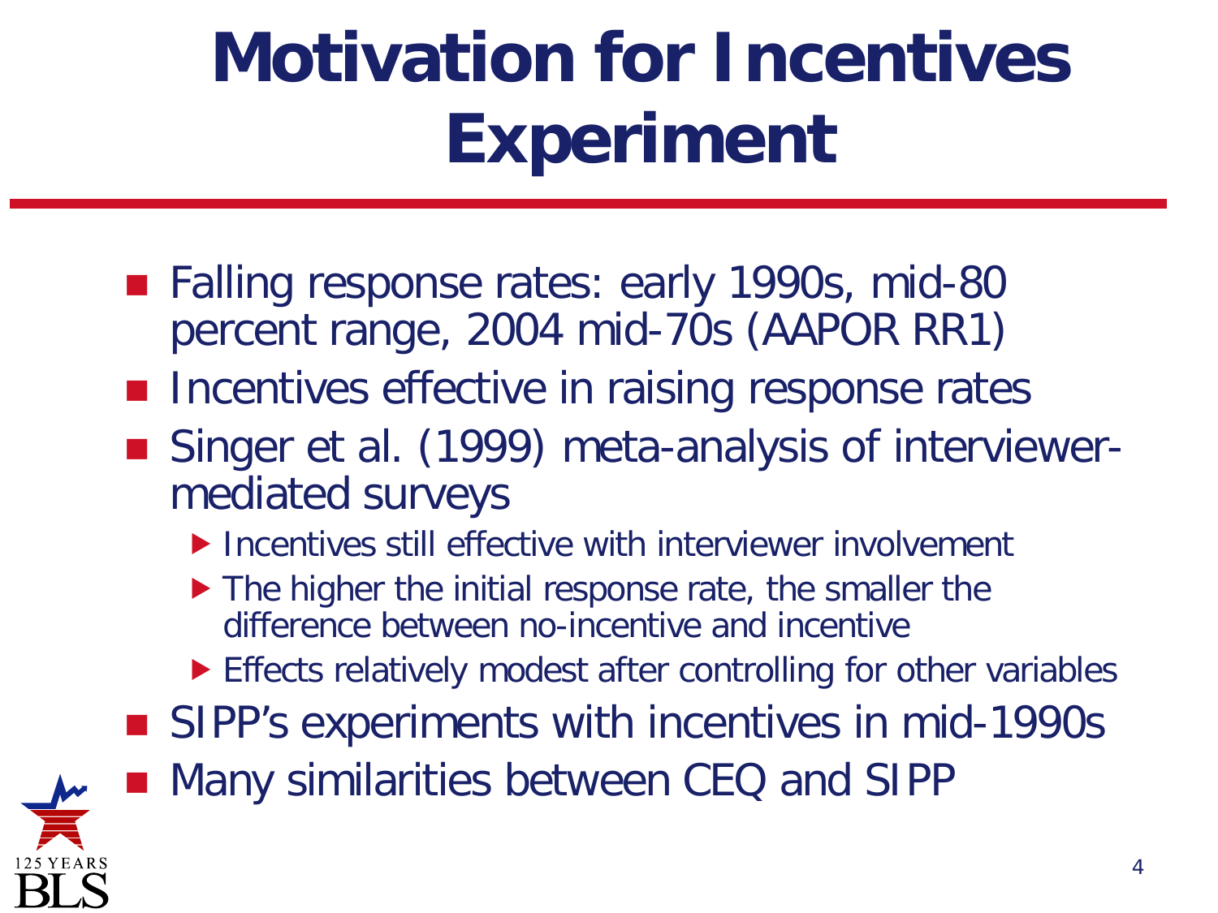# Motivation for Incentives Experiment

- Falling response rates: early 1990s, mid-80 percent range, 2004 mid-70s (AAPOR RR1)
- Incentives effective in raising response rates
- Singer et al. (1999) meta-analysis of interviewer-mediated surveys
  - Incentives still effective with interviewer involvement
  - The higher the initial response rate, the smaller the difference between no-incentive and incentive
  - Effects relatively modest after controlling for other variables
- SIPP's experiments with incentives in mid-1990s
- Many similarities between CEQ and SIPP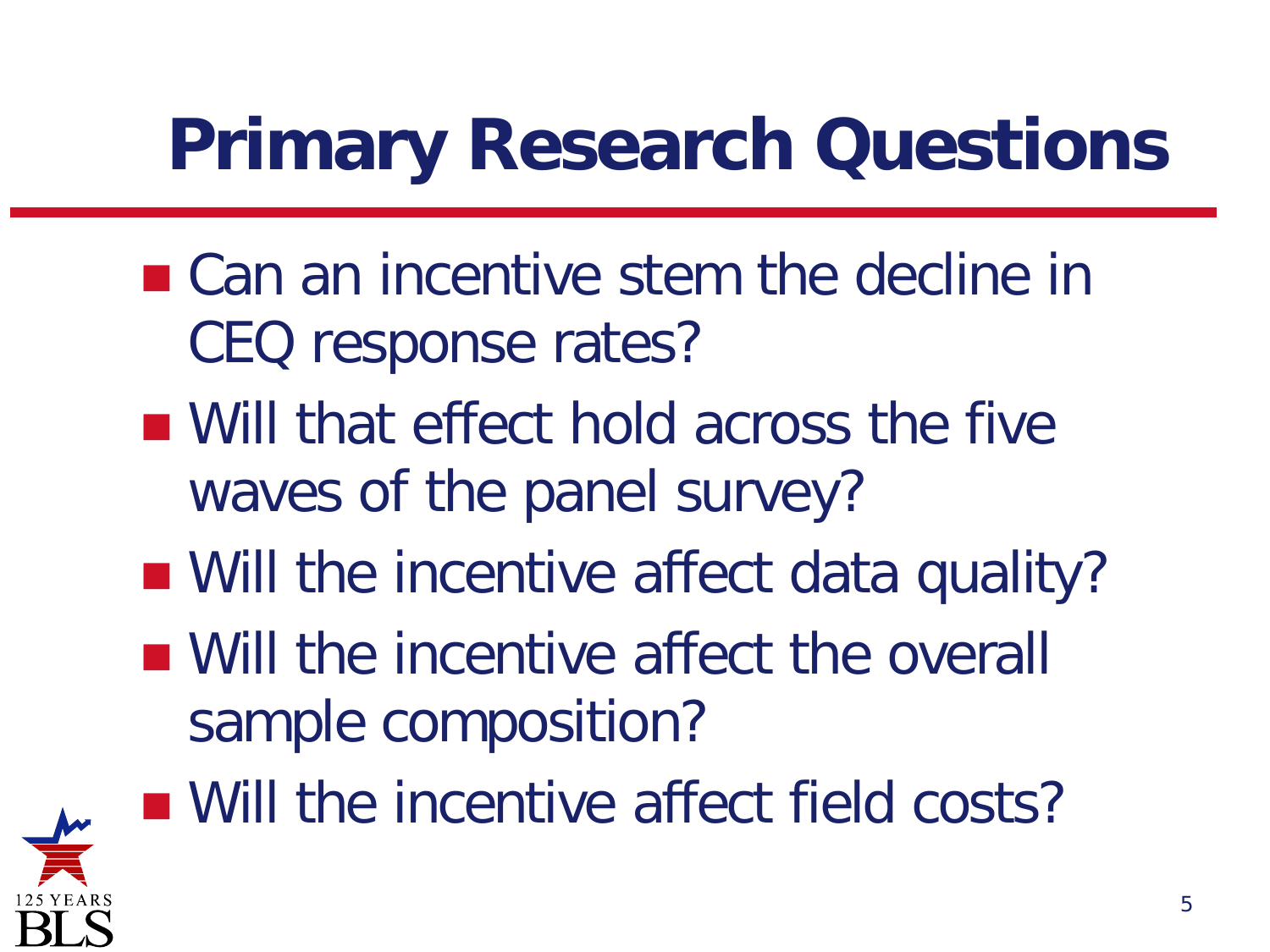# Primary Research Questions

- Can an incentive stem the decline in CEQ response rates?
- Will that effect hold across the five waves of the panel survey?
- Will the incentive affect data quality?
- Will the incentive affect the overall sample composition?
- Will the incentive affect field costs?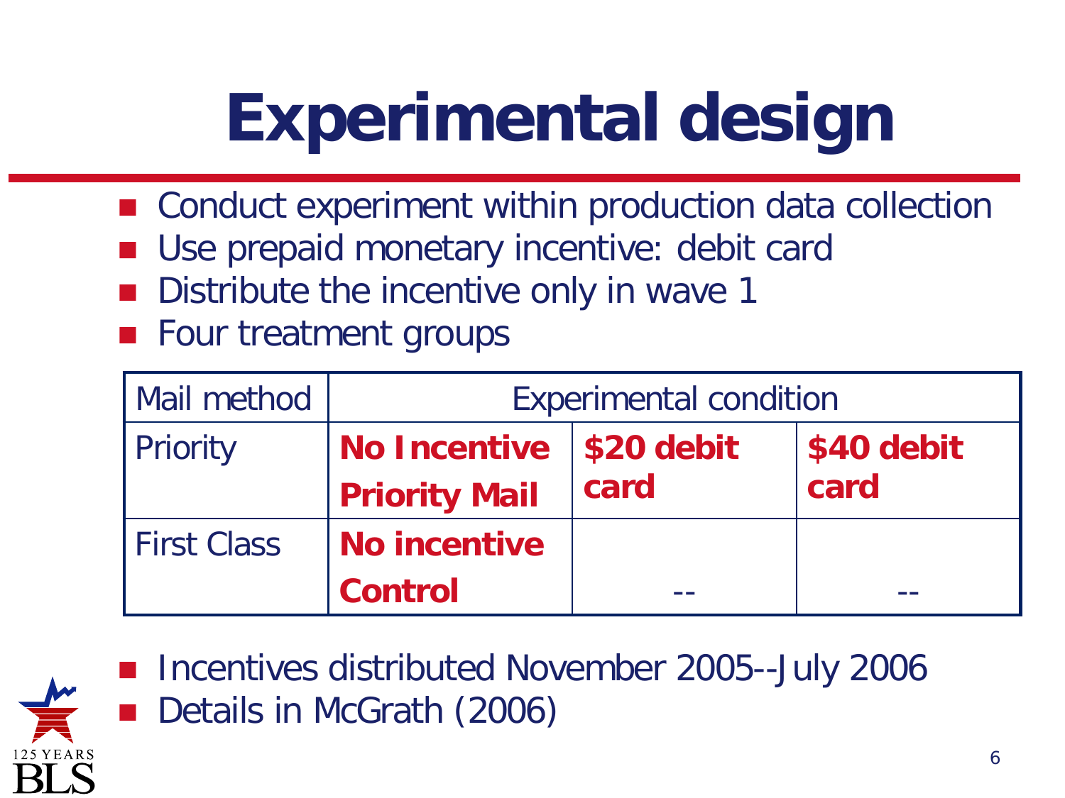# Experimental design

- Conduct experiment within production data collection
- Use prepaid monetary incentive: debit card
- Distribute the incentive only in wave 1
- Four treatment groups

| Mail method | Experimental condition | | |
|---|---|---|---|
| Priority | **No Incentive Priority Mail** | **$20 debit card** | **$40 debit card** |
| First Class | **No incentive Control** | -- | -- |

- Incentives distributed November 2005--July 2006
- Details in McGrath (2006)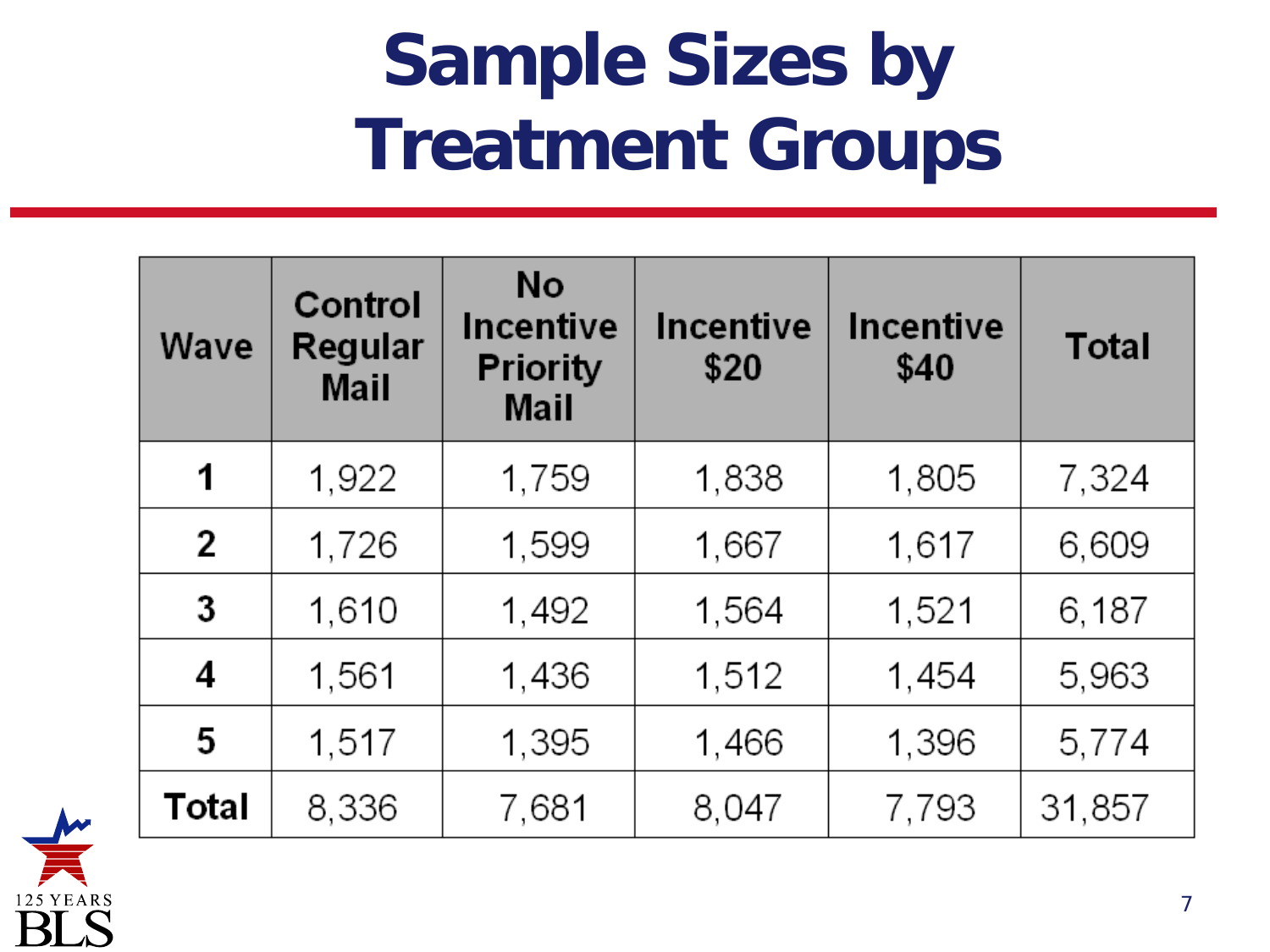# Sample Sizes by Treatment Groups

| Wave | Control Regular Mail | No Incentive Priority Mail | Incentive $20 | Incentive $40 | Total |
|---|---|---|---|---|---|
| **1** | 1,922 | 1,759 | 1,838 | 1,805 | 7,324 |
| **2** | 1,726 | 1,599 | 1,667 | 1,617 | 6,609 |
| **3** | 1,610 | 1,492 | 1,564 | 1,521 | 6,187 |
| **4** | 1,561 | 1,436 | 1,512 | 1,454 | 5,963 |
| **5** | 1,517 | 1,395 | 1,466 | 1,396 | 5,774 |
| **Total** | 8,336 | 7,681 | 8,047 | 7,793 | 31,857 |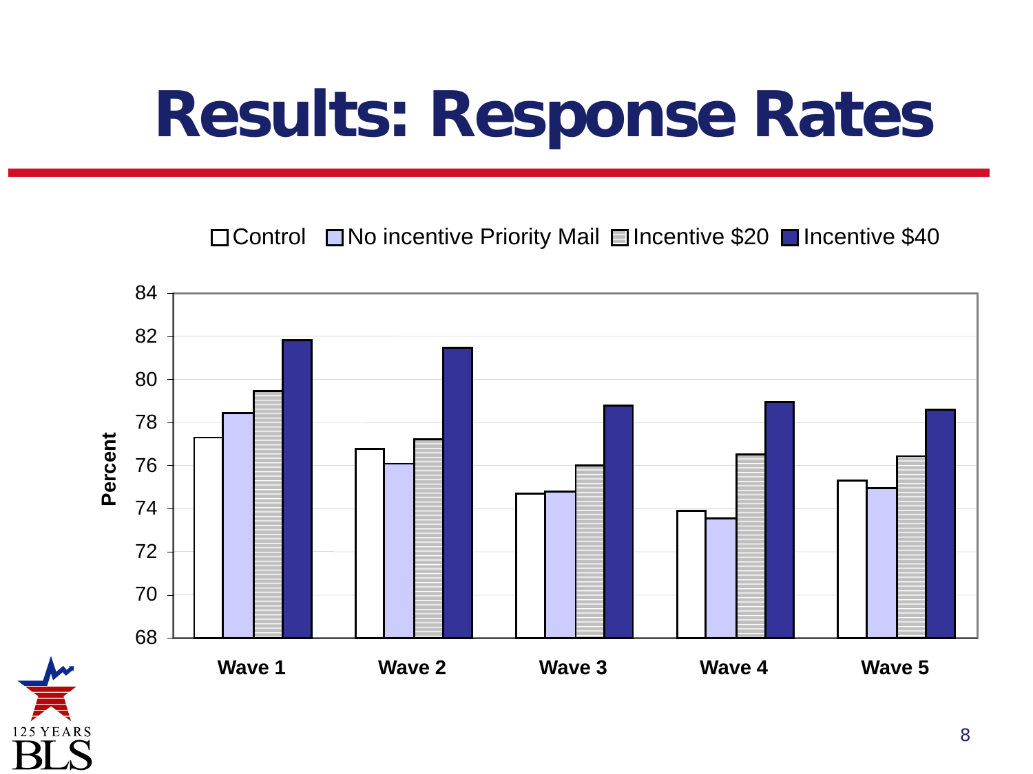# Results: Response Rates

□ Control □ No incentive Priority Mail □ Incentive $20 ■ Incentive $40

Percent

84
82
80
78
76
74
72
70
68

Wave 1 Wave 2 Wave 3 Wave 4 Wave 5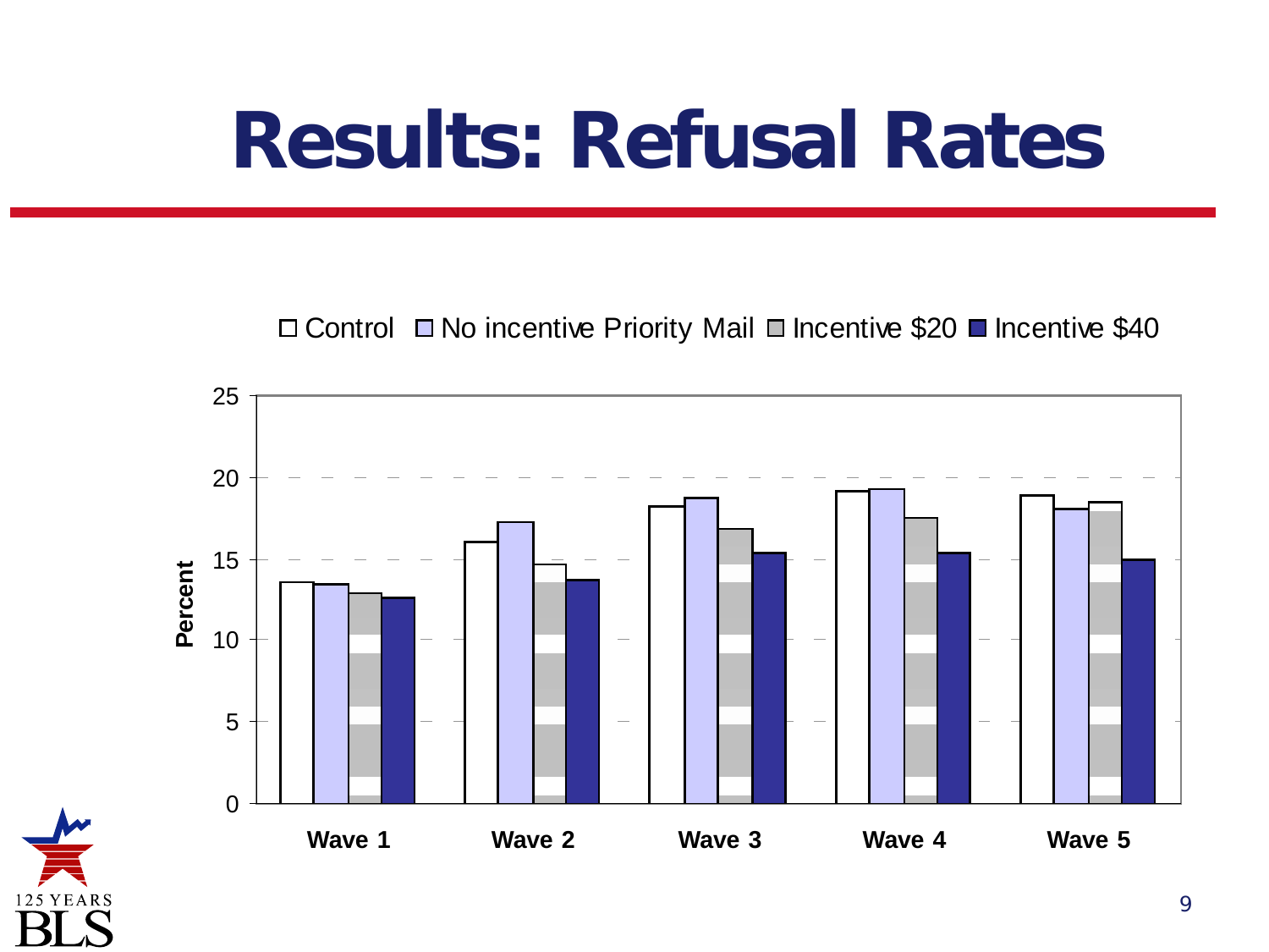# Results: Refusal Rates

□ Control □ No incentive Priority Mail □ Incentive $20 ■ Incentive $40

Percent

25
20
15
10
5
0

Wave 1 Wave 2 Wave 3 Wave 4 Wave 5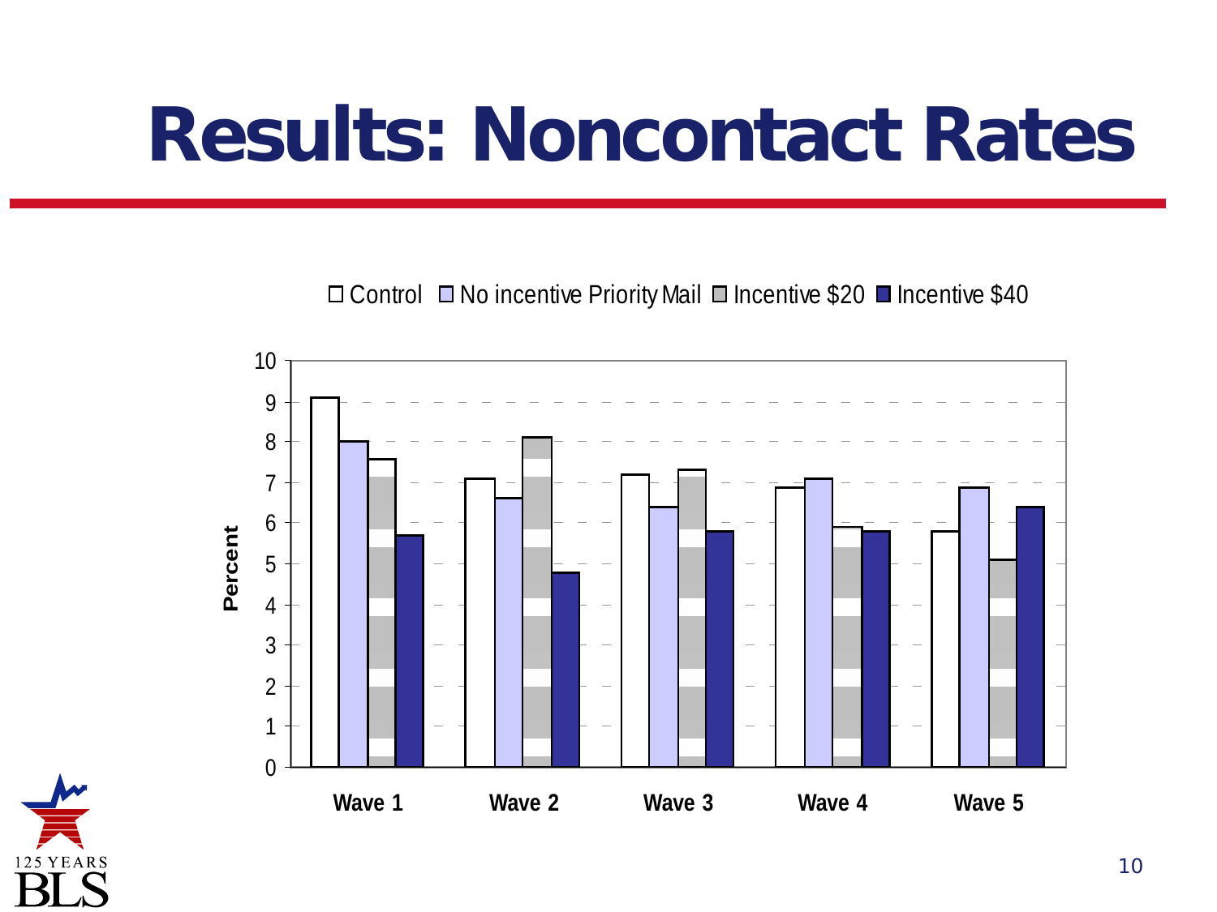# Results: Noncontact Rates

| | Control | No incentive Priority Mail | Incentive $20 | Incentive $40 |
|---|---|---|---|---|
| Wave 1 | 9.1 | 8.0 | 7.6 | 5.7 |
| Wave 2 | 7.1 | 6.6 | 8.1 | 4.8 |
| Wave 3 | 7.2 | 6.4 | 7.3 | 5.8 |
| Wave 4 | 6.9 | 7.1 | 5.9 | 5.8 |
| Wave 5 | 5.8 | 6.9 | 5.1 | 6.4 |

Percent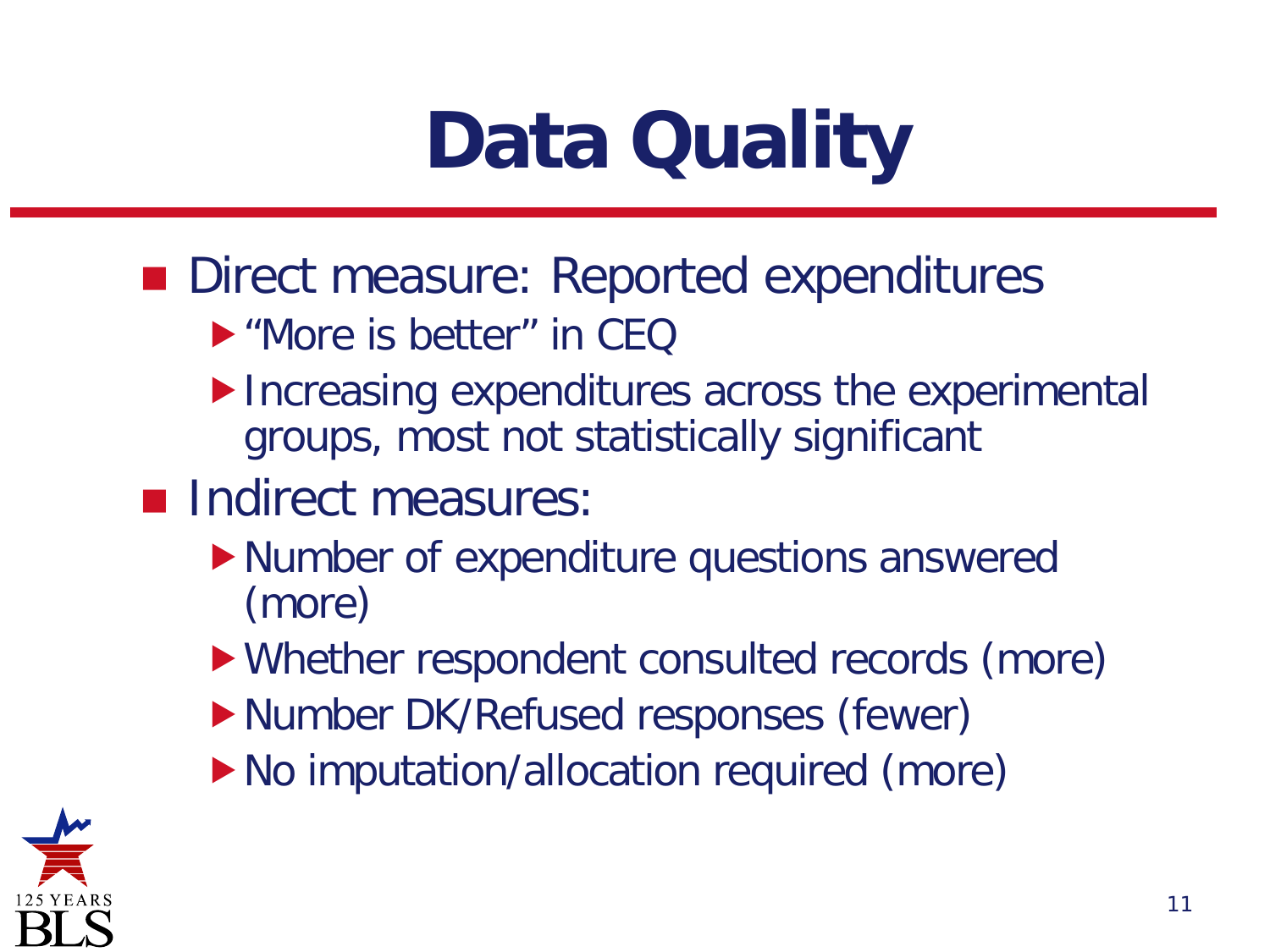# Data Quality

- Direct measure: Reported expenditures
  - "More is better" in CEQ
  - Increasing expenditures across the experimental groups, most not statistically significant
- Indirect measures:
  - Number of expenditure questions answered (more)
  - Whether respondent consulted records (more)
  - Number DK/Refused responses (fewer)
  - No imputation/allocation required (more)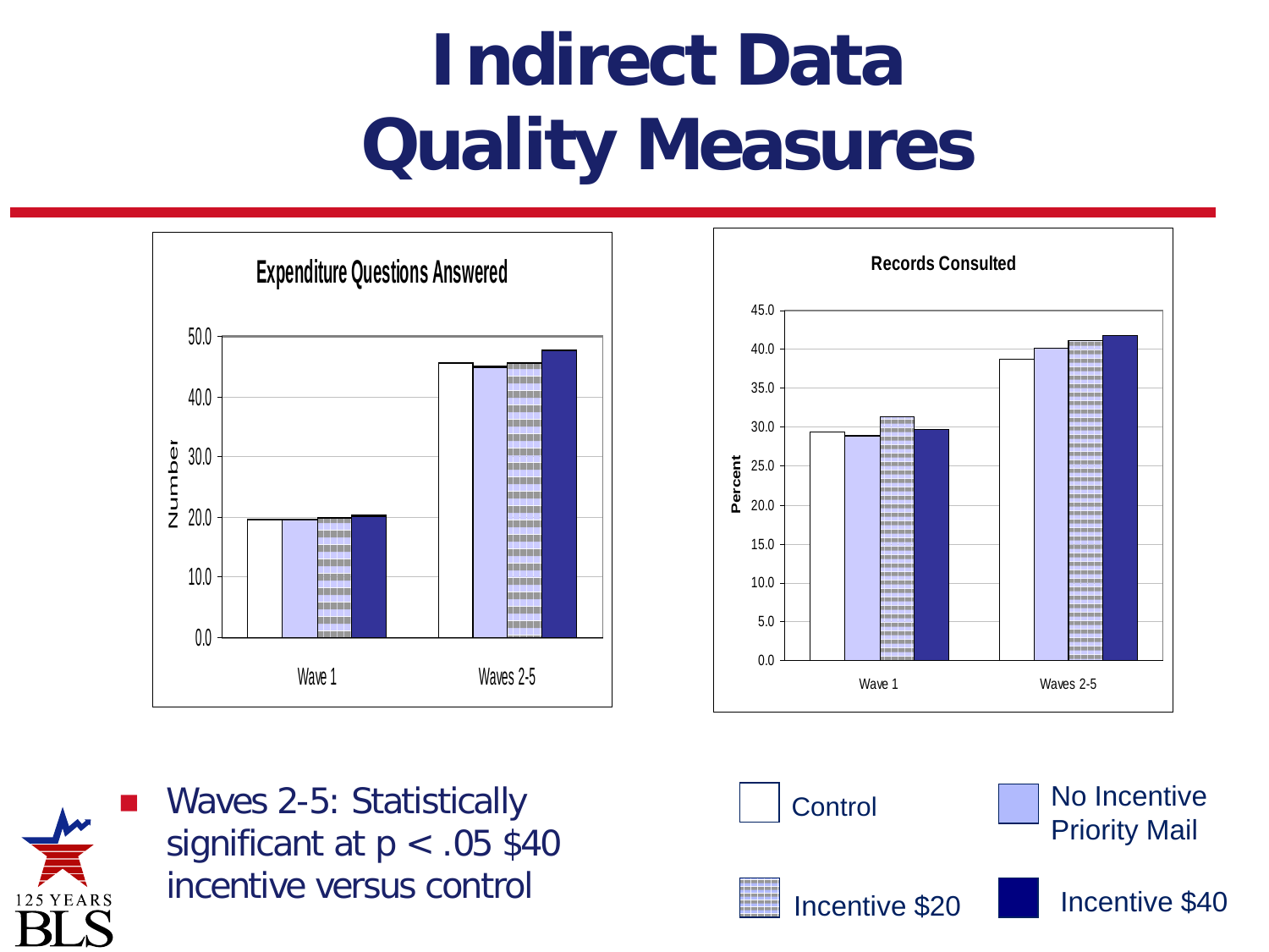# Indirect Data Quality Measures

**Expenditure Questions Answered**

**Records Consulted**

- Waves 2-5: Statistically significant at $p < .05$ \$40 incentive versus control

Control | No Incentive Priority Mail | Incentive \$20 | Incentive \$40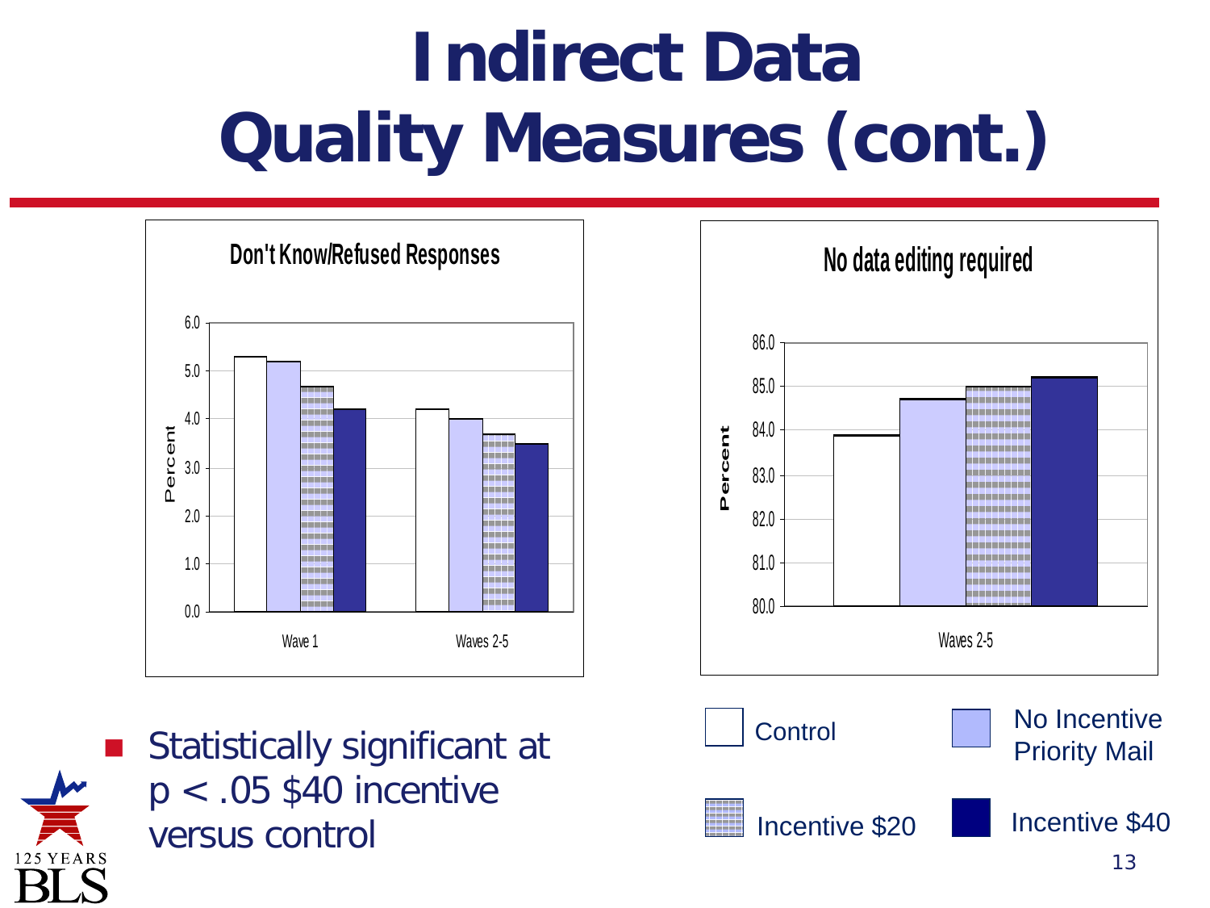# Indirect Data Quality Measures (cont.)

**Don't Know/Refused Responses**

**No data editing required**

Legend: Control; No Incentive Priority Mail; Incentive $20; Incentive $40

- Statistically significant at $p < .05$ $40 incentive versus control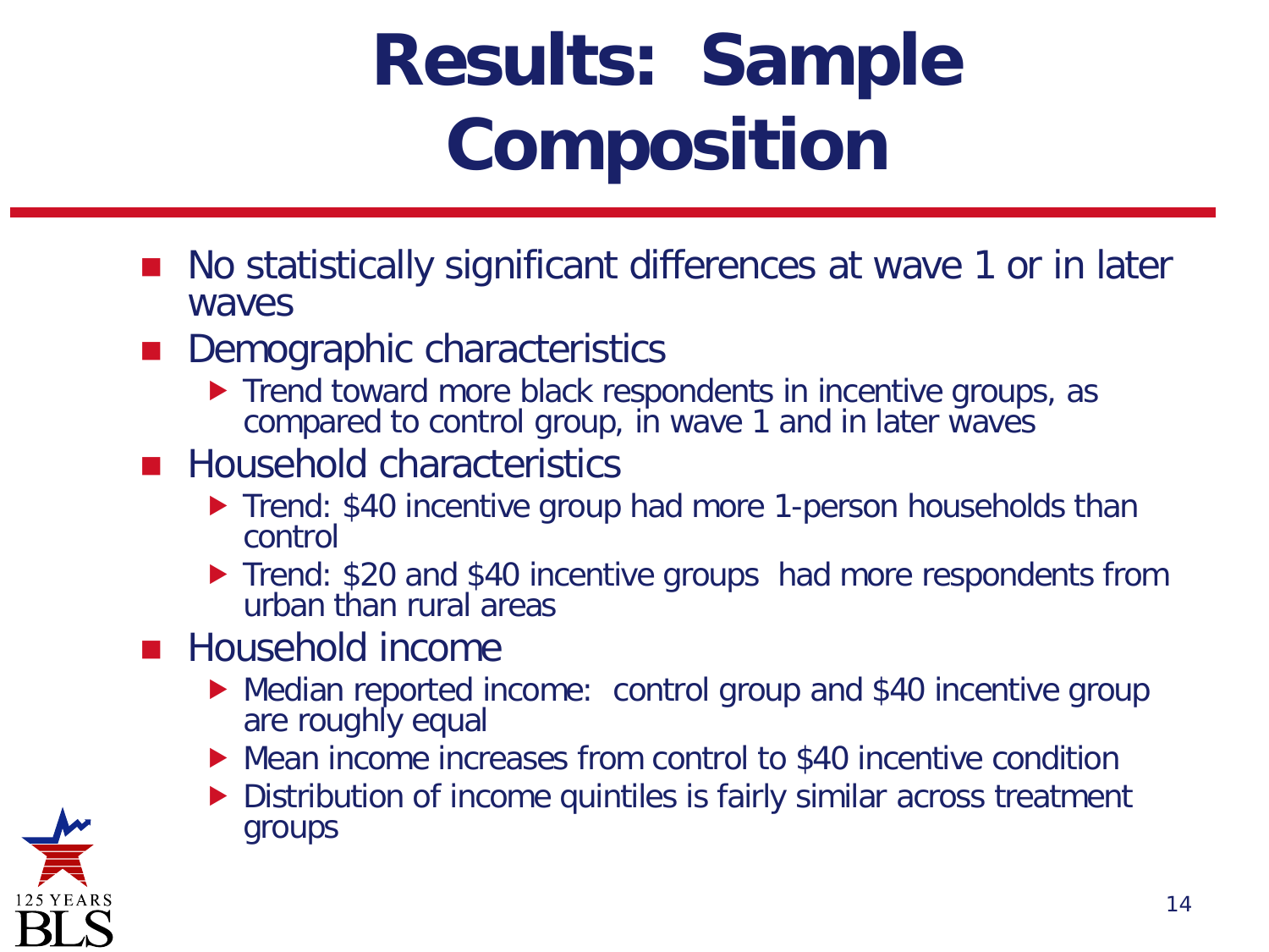# Results: Sample Composition

- No statistically significant differences at wave 1 or in later waves
- Demographic characteristics
  - Trend toward more black respondents in incentive groups, as compared to control group, in wave 1 and in later waves
- Household characteristics
  - Trend: $40 incentive group had more 1-person households than control
  - Trend: $20 and $40 incentive groups had more respondents from urban than rural areas
- Household income
  - Median reported income: control group and $40 incentive group are roughly equal
  - Mean income increases from control to $40 incentive condition
  - Distribution of income quintiles is fairly similar across treatment groups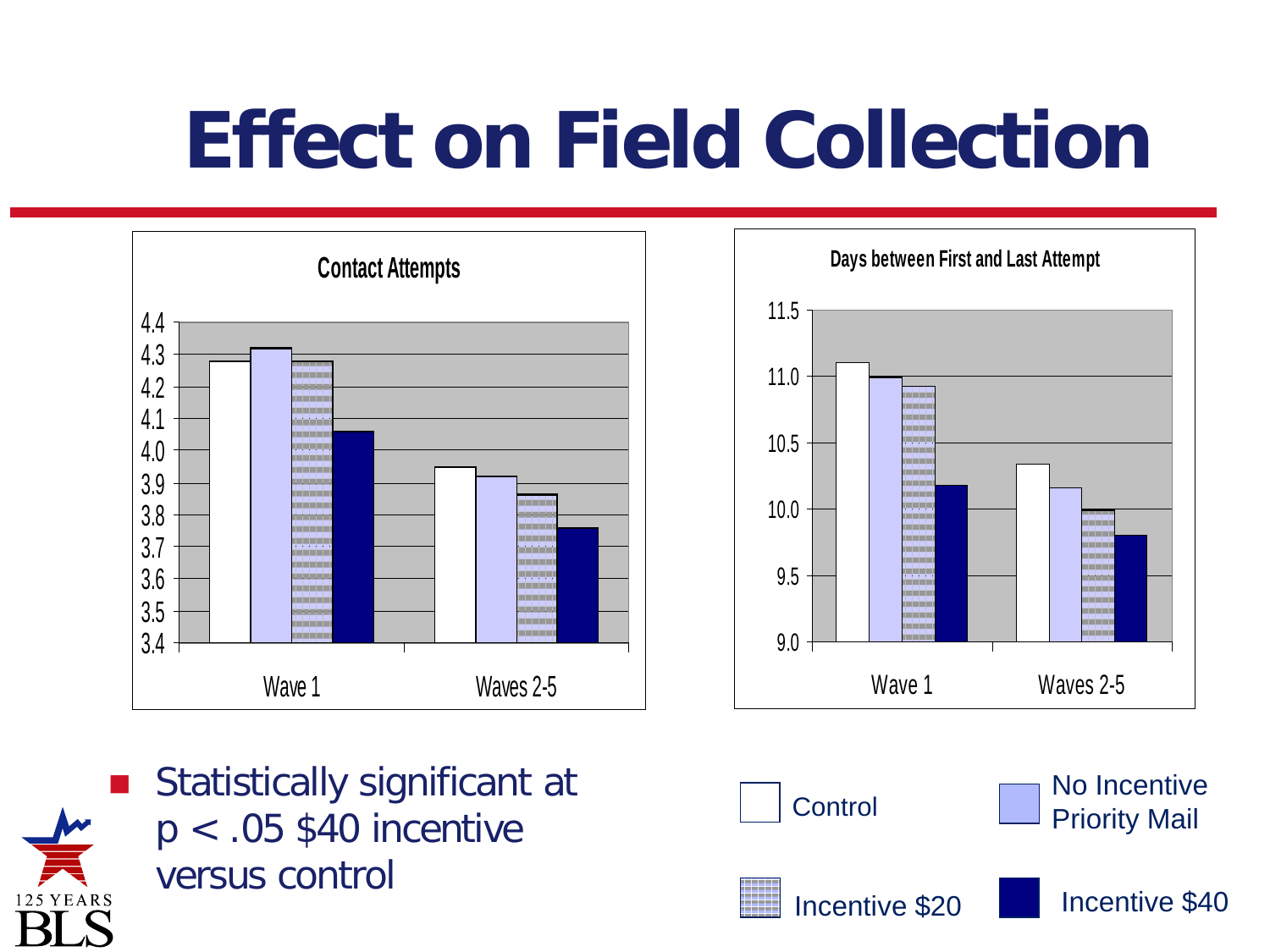# Effect on Field Collection

**Contact Attempts**

**Days between First and Last Attempt**

- Statistically significant at $p < .05$ \$40 incentive versus control

Control

No Incentive Priority Mail

Incentive \$20

Incentive \$40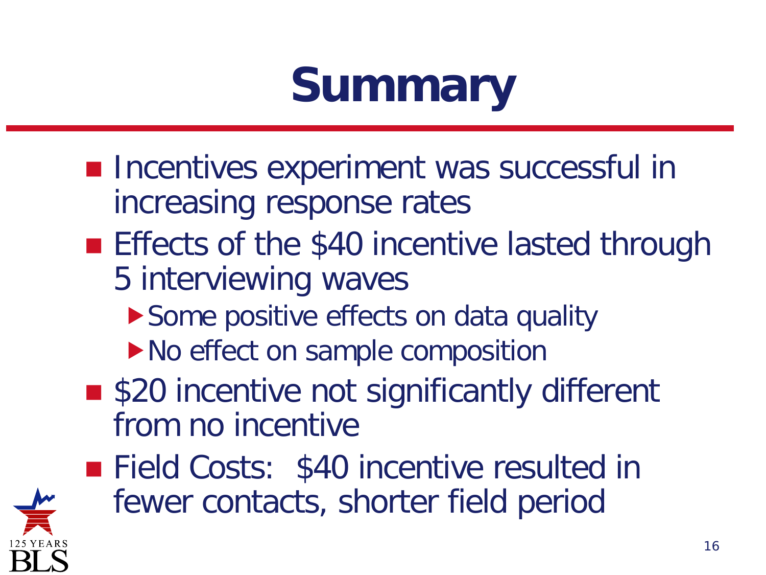# Summary

- Incentives experiment was successful in increasing response rates
- Effects of the $40 incentive lasted through 5 interviewing waves
  - Some positive effects on data quality
  - No effect on sample composition
- $20 incentive not significantly different from no incentive
- Field Costs: $40 incentive resulted in fewer contacts, shorter field period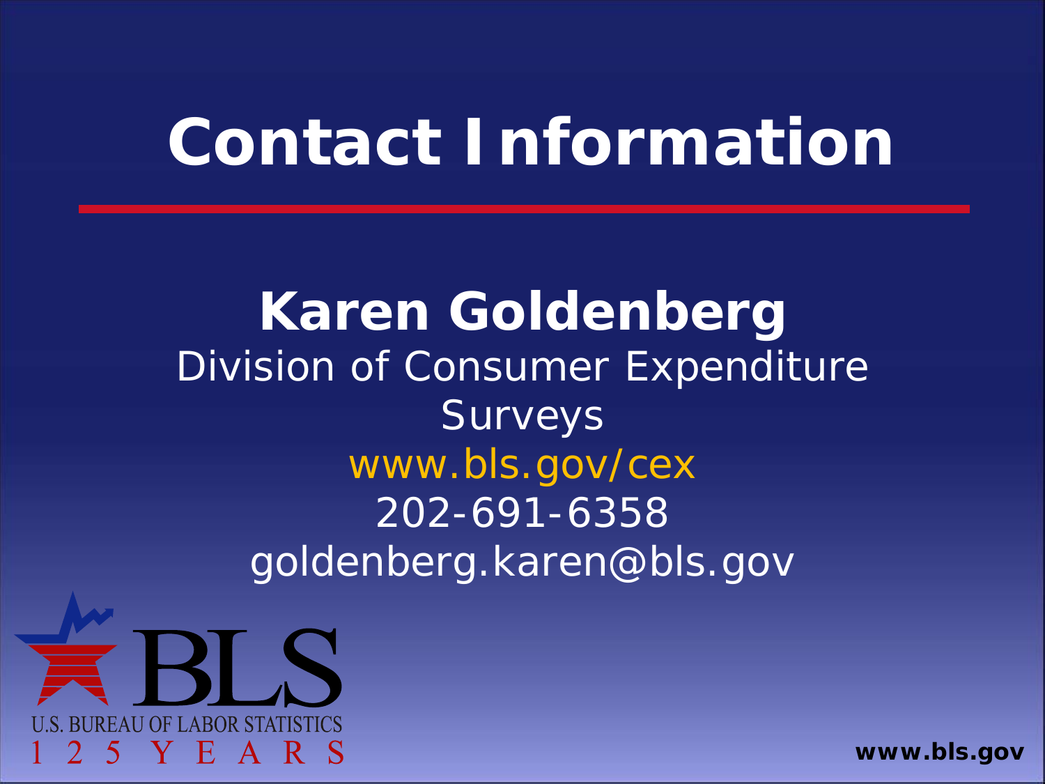# Contact Information

**Karen Goldenberg**

Division of Consumer Expenditure Surveys

www.bls.gov/cex

202-691-6358

goldenberg.karen@bls.gov